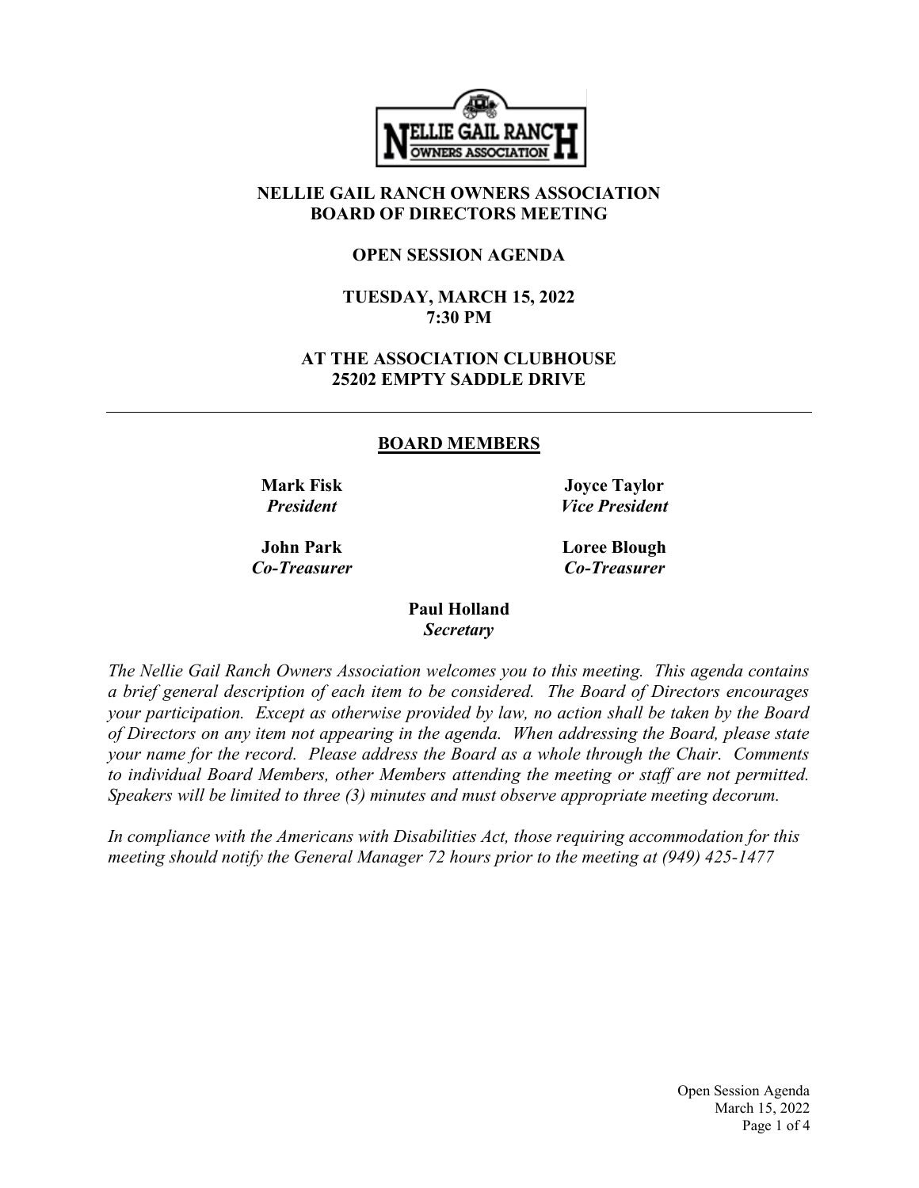# NELLIE GAIL RANCH OWNERS ASSOCIATION
# BOARD OF DIRECTORS MEETING

## OPEN SESSION AGENDA

**TUESDAY, MARCH 15, 2022**
**7:30 PM**

**AT THE ASSOCIATION CLUBHOUSE**
**25202 EMPTY SADDLE DRIVE**

---

## BOARD MEMBERS

**Mark Fisk**
*President*

**Joyce Taylor**
*Vice President*

**John Park**
*Co-Treasurer*

**Loree Blough**
*Co-Treasurer*

**Paul Holland**
*Secretary*

*The Nellie Gail Ranch Owners Association welcomes you to this meeting. This agenda contains a brief general description of each item to be considered. The Board of Directors encourages your participation. Except as otherwise provided by law, no action shall be taken by the Board of Directors on any item not appearing in the agenda. When addressing the Board, please state your name for the record. Please address the Board as a whole through the Chair. Comments to individual Board Members, other Members attending the meeting or staff are not permitted. Speakers will be limited to three (3) minutes and must observe appropriate meeting decorum.*

*In compliance with the Americans with Disabilities Act, those requiring accommodation for this meeting should notify the General Manager 72 hours prior to the meeting at (949) 425-1477*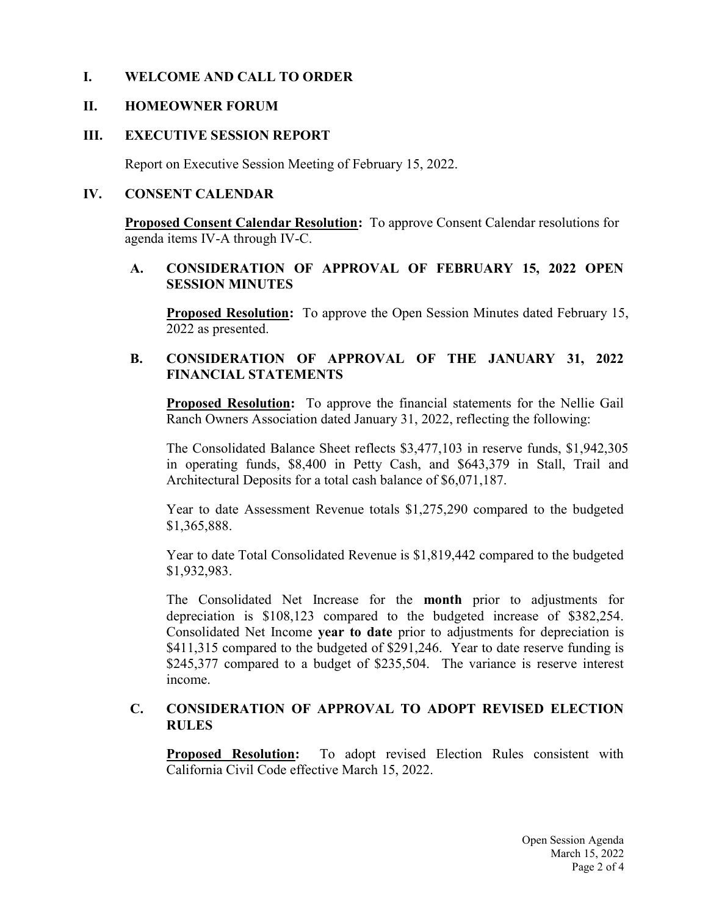## I. WELCOME AND CALL TO ORDER

## II. HOMEOWNER FORUM

## III. EXECUTIVE SESSION REPORT

Report on Executive Session Meeting of February 15, 2022.

## IV. CONSENT CALENDAR

**Proposed Consent Calendar Resolution:** To approve Consent Calendar resolutions for agenda items IV-A through IV-C.

### A. CONSIDERATION OF APPROVAL OF FEBRUARY 15, 2022 OPEN SESSION MINUTES

**Proposed Resolution:** To approve the Open Session Minutes dated February 15, 2022 as presented.

### B. CONSIDERATION OF APPROVAL OF THE JANUARY 31, 2022 FINANCIAL STATEMENTS

**Proposed Resolution:** To approve the financial statements for the Nellie Gail Ranch Owners Association dated January 31, 2022, reflecting the following:

The Consolidated Balance Sheet reflects $3,477,103 in reserve funds, $1,942,305 in operating funds, $8,400 in Petty Cash, and $643,379 in Stall, Trail and Architectural Deposits for a total cash balance of $6,071,187.

Year to date Assessment Revenue totals $1,275,290 compared to the budgeted $1,365,888.

Year to date Total Consolidated Revenue is $1,819,442 compared to the budgeted $1,932,983.

The Consolidated Net Increase for the **month** prior to adjustments for depreciation is $108,123 compared to the budgeted increase of $382,254. Consolidated Net Income **year to date** prior to adjustments for depreciation is $411,315 compared to the budgeted of $291,246. Year to date reserve funding is $245,377 compared to a budget of $235,504. The variance is reserve interest income.

### C. CONSIDERATION OF APPROVAL TO ADOPT REVISED ELECTION RULES

**Proposed Resolution:** To adopt revised Election Rules consistent with California Civil Code effective March 15, 2022.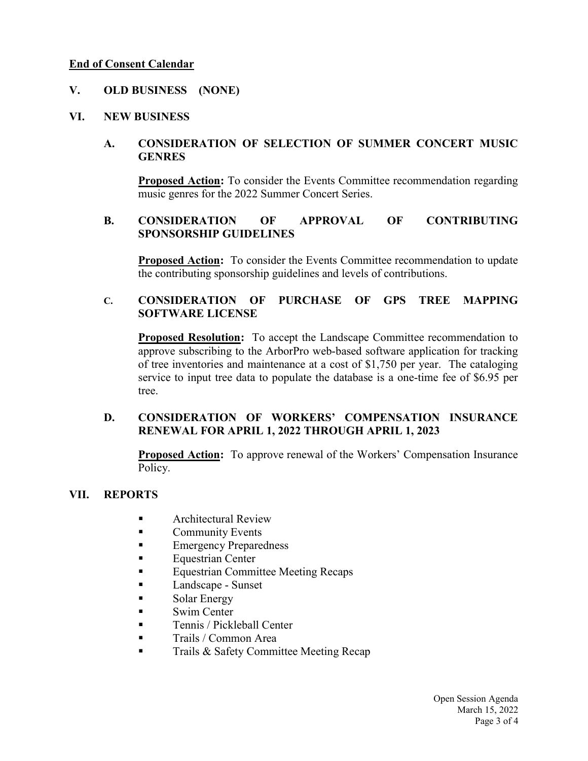**End of Consent Calendar**

## V. OLD BUSINESS (NONE)

## VI. NEW BUSINESS

### A. CONSIDERATION OF SELECTION OF SUMMER CONCERT MUSIC GENRES

**Proposed Action:** To consider the Events Committee recommendation regarding music genres for the 2022 Summer Concert Series.

### B. CONSIDERATION OF APPROVAL OF CONTRIBUTING SPONSORSHIP GUIDELINES

**Proposed Action:** To consider the Events Committee recommendation to update the contributing sponsorship guidelines and levels of contributions.

### C. CONSIDERATION OF PURCHASE OF GPS TREE MAPPING SOFTWARE LICENSE

**Proposed Resolution:** To accept the Landscape Committee recommendation to approve subscribing to the ArborPro web-based software application for tracking of tree inventories and maintenance at a cost of $1,750 per year. The cataloging service to input tree data to populate the database is a one-time fee of $6.95 per tree.

### D. CONSIDERATION OF WORKERS' COMPENSATION INSURANCE RENEWAL FOR APRIL 1, 2022 THROUGH APRIL 1, 2023

**Proposed Action:** To approve renewal of the Workers' Compensation Insurance Policy.

## VII. REPORTS

- Architectural Review
- Community Events
- Emergency Preparedness
- Equestrian Center
- Equestrian Committee Meeting Recaps
- Landscape - Sunset
- Solar Energy
- Swim Center
- Tennis / Pickleball Center
- Trails / Common Area
- Trails & Safety Committee Meeting Recap

Open Session Agenda
March 15, 2022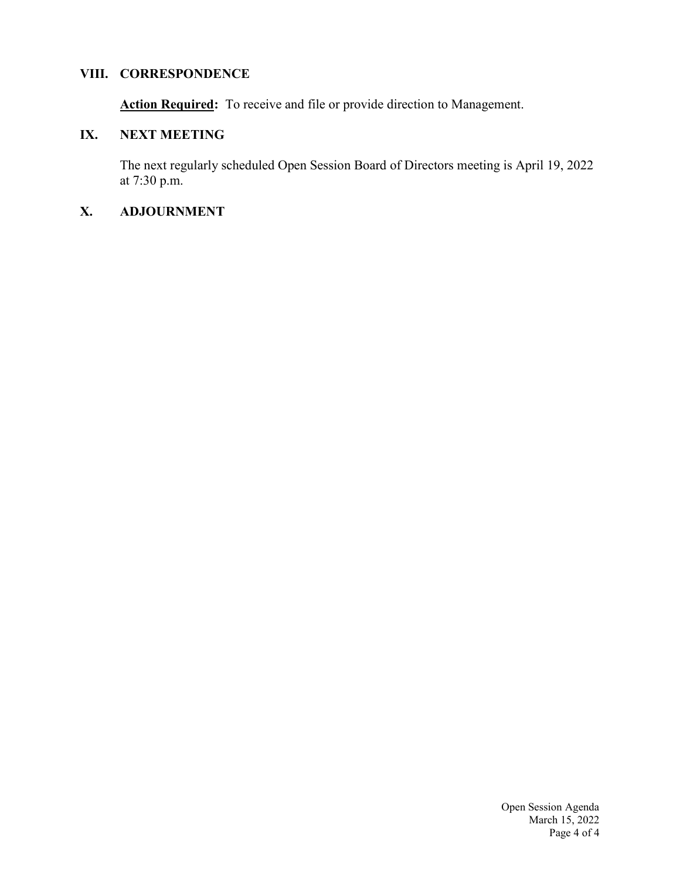## VIII. CORRESPONDENCE

**Action Required:** To receive and file or provide direction to Management.

## IX. NEXT MEETING

The next regularly scheduled Open Session Board of Directors meeting is April 19, 2022 at 7:30 p.m.

## X. ADJOURNMENT